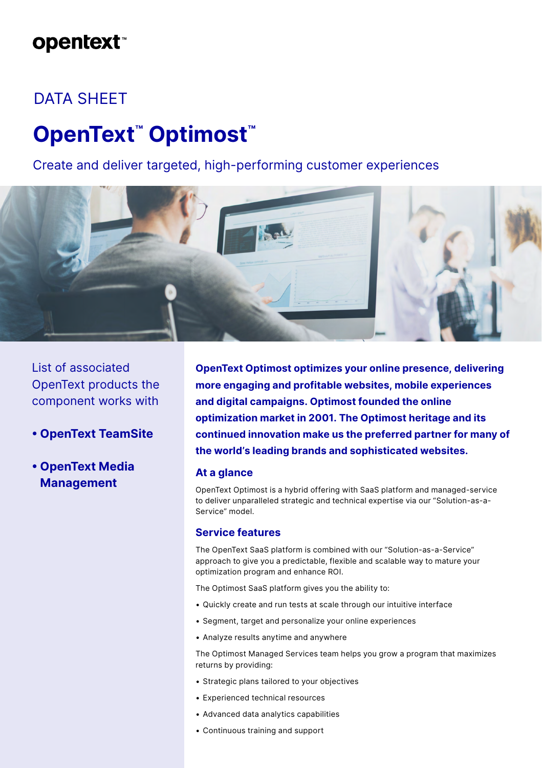opentext™

DATA SHEET

# OpenText™ Optimost™

Create and deliver targeted, high-performing customer experiences

List of associated OpenText products the component works with

- **OpenText TeamSite**
- **OpenText Media Management**

**OpenText Optimost optimizes your online presence, delivering more engaging and profitable websites, mobile experiences and digital campaigns. Optimost founded the online optimization market in 2001. The Optimost heritage and its continued innovation make us the preferred partner for many of the world's leading brands and sophisticated websites.**

## At a glance

OpenText Optimost is a hybrid offering with SaaS platform and managed-service to deliver unparalleled strategic and technical expertise via our "Solution-as-a-Service" model.

## Service features

The OpenText SaaS platform is combined with our "Solution-as-a-Service" approach to give you a predictable, flexible and scalable way to mature your optimization program and enhance ROI.

The Optimost SaaS platform gives you the ability to:

- Quickly create and run tests at scale through our intuitive interface
- Segment, target and personalize your online experiences
- Analyze results anytime and anywhere

The Optimost Managed Services team helps you grow a program that maximizes returns by providing:

- Strategic plans tailored to your objectives
- Experienced technical resources
- Advanced data analytics capabilities
- Continuous training and support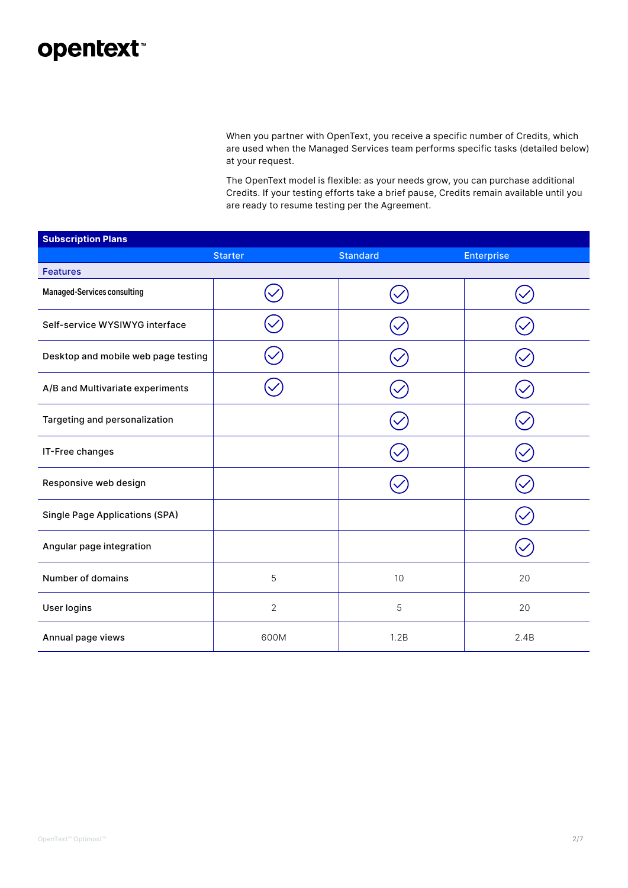When you partner with OpenText, you receive a specific number of Credits, which are used when the Managed Services team performs specific tasks (detailed below) at your request.

The OpenText model is flexible: as your needs grow, you can purchase additional Credits. If your testing efforts take a brief pause, Credits remain available until you are ready to resume testing per the Agreement.

**Subscription Plans**

| Features | Starter | Standard | Enterprise |
|---|---|---|---|
| Managed-Services consulting | ✓ | ✓ | ✓ |
| Self-service WYSIWYG interface | ✓ | ✓ | ✓ |
| Desktop and mobile web page testing | ✓ | ✓ | ✓ |
| A/B and Multivariate experiments | ✓ | ✓ | ✓ |
| Targeting and personalization | | ✓ | ✓ |
| IT-Free changes | | ✓ | ✓ |
| Responsive web design | | ✓ | ✓ |
| Single Page Applications (SPA) | | | ✓ |
| Angular page integration | | | ✓ |
| Number of domains | 5 | 10 | 20 |
| User logins | 2 | 5 | 20 |
| Annual page views | 600M | 1.2B | 2.4B |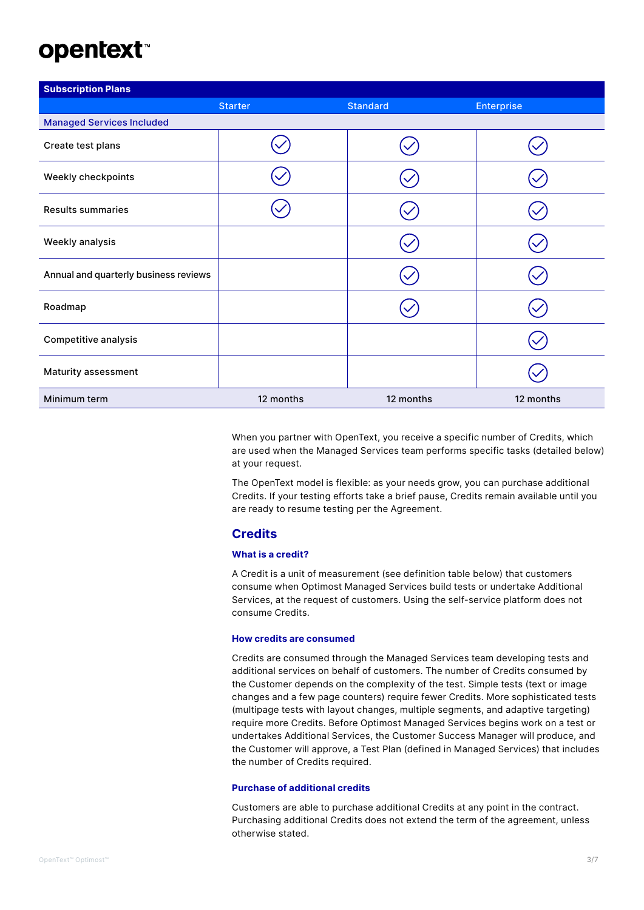| Subscription Plans | Starter | Standard | Enterprise |
|---|---|---|---|
| **Managed Services Included** | | | |
| Create test plans | ✓ | ✓ | ✓ |
| Weekly checkpoints | ✓ | ✓ | ✓ |
| Results summaries | ✓ | ✓ | ✓ |
| Weekly analysis | | ✓ | ✓ |
| Annual and quarterly business reviews | | ✓ | ✓ |
| Roadmap | | ✓ | ✓ |
| Competitive analysis | | | ✓ |
| Maturity assessment | | | ✓ |
| Minimum term | 12 months | 12 months | 12 months |

When you partner with OpenText, you receive a specific number of Credits, which are used when the Managed Services team performs specific tasks (detailed below) at your request.

The OpenText model is flexible: as your needs grow, you can purchase additional Credits. If your testing efforts take a brief pause, Credits remain available until you are ready to resume testing per the Agreement.

## Credits

### What is a credit?

A Credit is a unit of measurement (see definition table below) that customers consume when Optimost Managed Services build tests or undertake Additional Services, at the request of customers. Using the self-service platform does not consume Credits.

### How credits are consumed

Credits are consumed through the Managed Services team developing tests and additional services on behalf of customers. The number of Credits consumed by the Customer depends on the complexity of the test. Simple tests (text or image changes and a few page counters) require fewer Credits. More sophisticated tests (multipage tests with layout changes, multiple segments, and adaptive targeting) require more Credits. Before Optimost Managed Services begins work on a test or undertakes Additional Services, the Customer Success Manager will produce, and the Customer will approve, a Test Plan (defined in Managed Services) that includes the number of Credits required.

### Purchase of additional credits

Customers are able to purchase additional Credits at any point in the contract. Purchasing additional Credits does not extend the term of the agreement, unless otherwise stated.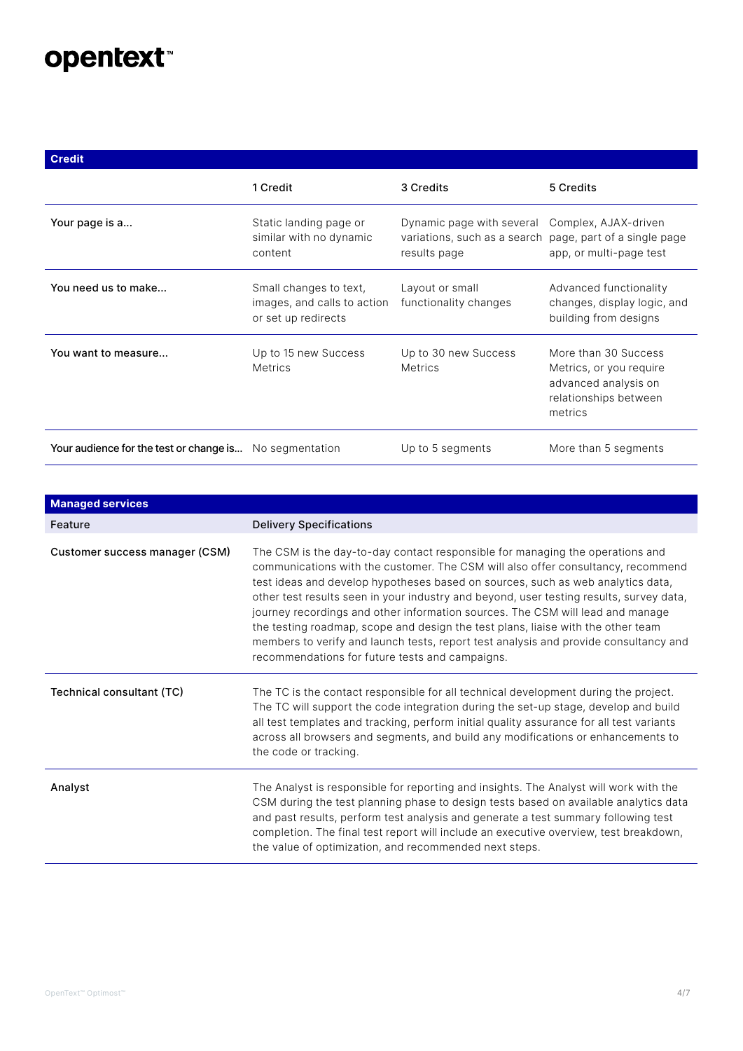| Credit | 1 Credit | 3 Credits | 5 Credits |
|---|---|---|---|
| Your page is a... | Static landing page or similar with no dynamic content | Dynamic page with several variations, such as a search results page | Complex, AJAX-driven page, part of a single page app, or multi-page test |
| You need us to make... | Small changes to text, images, and calls to action or set up redirects | Layout or small functionality changes | Advanced functionality changes, display logic, and building from designs |
| You want to measure... | Up to 15 new Success Metrics | Up to 30 new Success Metrics | More than 30 Success Metrics, or you require advanced analysis on relationships between metrics |
| Your audience for the test or change is... | No segmentation | Up to 5 segments | More than 5 segments |

**Managed services**

| Feature | Delivery Specifications |
|---|---|
| Customer success manager (CSM) | The CSM is the day-to-day contact responsible for managing the operations and communications with the customer. The CSM will also offer consultancy, recommend test ideas and develop hypotheses based on sources, such as web analytics data, other test results seen in your industry and beyond, user testing results, survey data, journey recordings and other information sources. The CSM will lead and manage the testing roadmap, scope and design the test plans, liaise with the other team members to verify and launch tests, report test analysis and provide consultancy and recommendations for future tests and campaigns. |
| Technical consultant (TC) | The TC is the contact responsible for all technical development during the project. The TC will support the code integration during the set-up stage, develop and build all test templates and tracking, perform initial quality assurance for all test variants across all browsers and segments, and build any modifications or enhancements to the code or tracking. |
| Analyst | The Analyst is responsible for reporting and insights. The Analyst will work with the CSM during the test planning phase to design tests based on available analytics data and past results, perform test analysis and generate a test summary following test completion. The final test report will include an executive overview, test breakdown, the value of optimization, and recommended next steps. |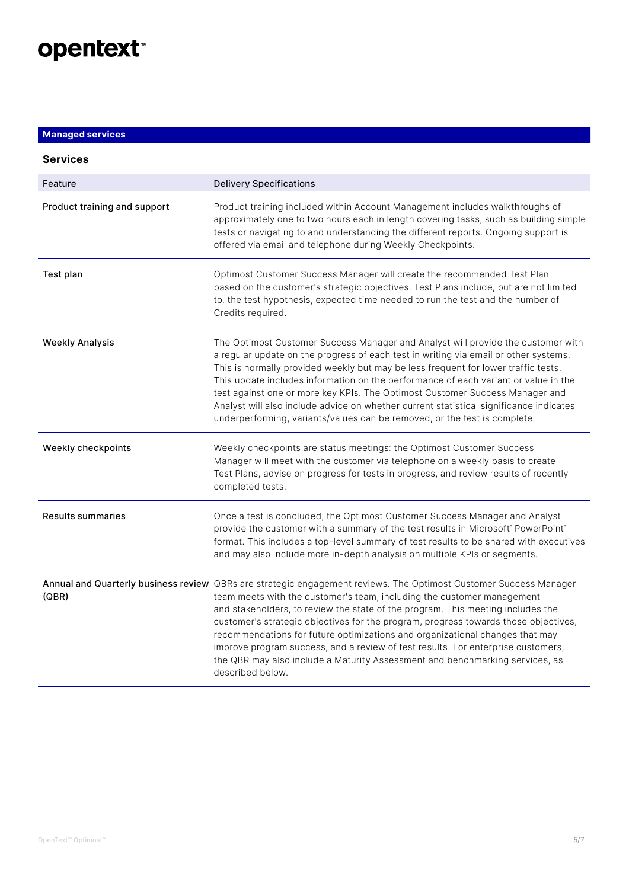## Managed services

### Services

| Feature | Delivery Specifications |
| --- | --- |
| Product training and support | Product training included within Account Management includes walkthroughs of approximately one to two hours each in length covering tasks, such as building simple tests or navigating to and understanding the different reports. Ongoing support is offered via email and telephone during Weekly Checkpoints. |
| Test plan | Optimost Customer Success Manager will create the recommended Test Plan based on the customer's strategic objectives. Test Plans include, but are not limited to, the test hypothesis, expected time needed to run the test and the number of Credits required. |
| Weekly Analysis | The Optimost Customer Success Manager and Analyst will provide the customer with a regular update on the progress of each test in writing via email or other systems. This is normally provided weekly but may be less frequent for lower traffic tests. This update includes information on the performance of each variant or value in the test against one or more key KPIs. The Optimost Customer Success Manager and Analyst will also include advice on whether current statistical significance indicates underperforming, variants/values can be removed, or the test is complete. |
| Weekly checkpoints | Weekly checkpoints are status meetings: the Optimost Customer Success Manager will meet with the customer via telephone on a weekly basis to create Test Plans, advise on progress for tests in progress, and review results of recently completed tests. |
| Results summaries | Once a test is concluded, the Optimost Customer Success Manager and Analyst provide the customer with a summary of the test results in Microsoft® PowerPoint® format. This includes a top-level summary of test results to be shared with executives and may also include more in-depth analysis on multiple KPIs or segments. |
| Annual and Quarterly business review (QBR) | QBRs are strategic engagement reviews. The Optimost Customer Success Manager team meets with the customer's team, including the customer management and stakeholders, to review the state of the program. This meeting includes the customer's strategic objectives for the program, progress towards those objectives, recommendations for future optimizations and organizational changes that may improve program success, and a review of test results. For enterprise customers, the QBR may also include a Maturity Assessment and benchmarking services, as described below. |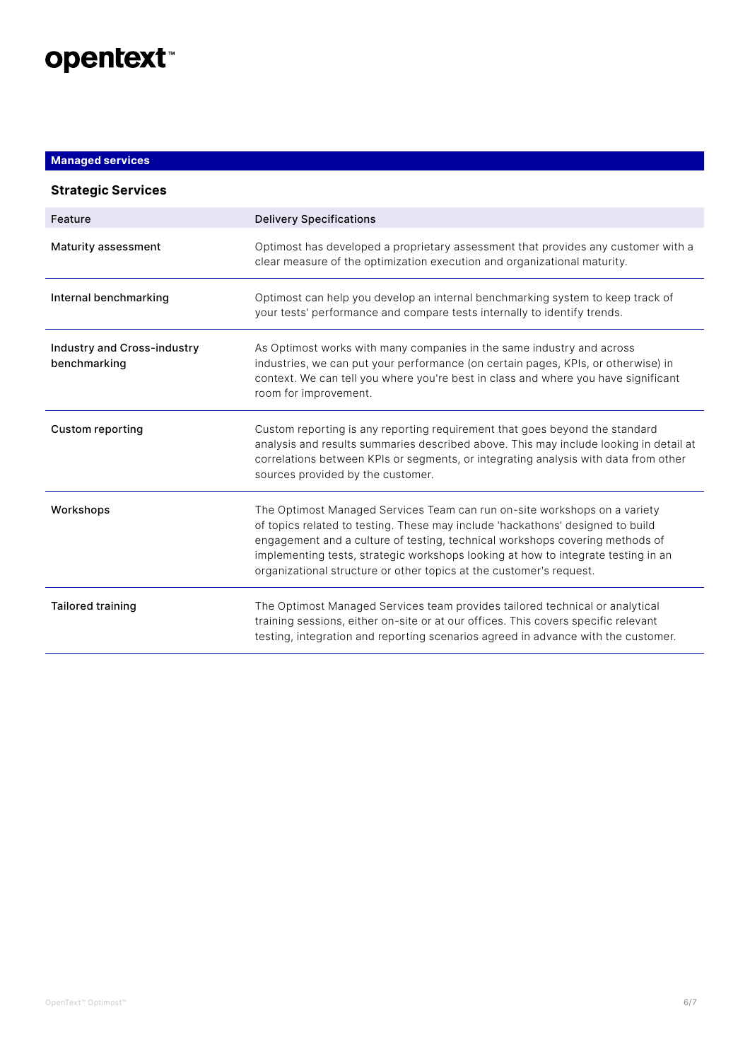## Managed services

### Strategic Services

| Feature | Delivery Specifications |
| --- | --- |
| Maturity assessment | Optimost has developed a proprietary assessment that provides any customer with a clear measure of the optimization execution and organizational maturity. |
| Internal benchmarking | Optimost can help you develop an internal benchmarking system to keep track of your tests' performance and compare tests internally to identify trends. |
| Industry and Cross-industry benchmarking | As Optimost works with many companies in the same industry and across industries, we can put your performance (on certain pages, KPIs, or otherwise) in context. We can tell you where you're best in class and where you have significant room for improvement. |
| Custom reporting | Custom reporting is any reporting requirement that goes beyond the standard analysis and results summaries described above. This may include looking in detail at correlations between KPIs or segments, or integrating analysis with data from other sources provided by the customer. |
| Workshops | The Optimost Managed Services Team can run on-site workshops on a variety of topics related to testing. These may include 'hackathons' designed to build engagement and a culture of testing, technical workshops covering methods of implementing tests, strategic workshops looking at how to integrate testing in an organizational structure or other topics at the customer's request. |
| Tailored training | The Optimost Managed Services team provides tailored technical or analytical training sessions, either on-site or at our offices. This covers specific relevant testing, integration and reporting scenarios agreed in advance with the customer. |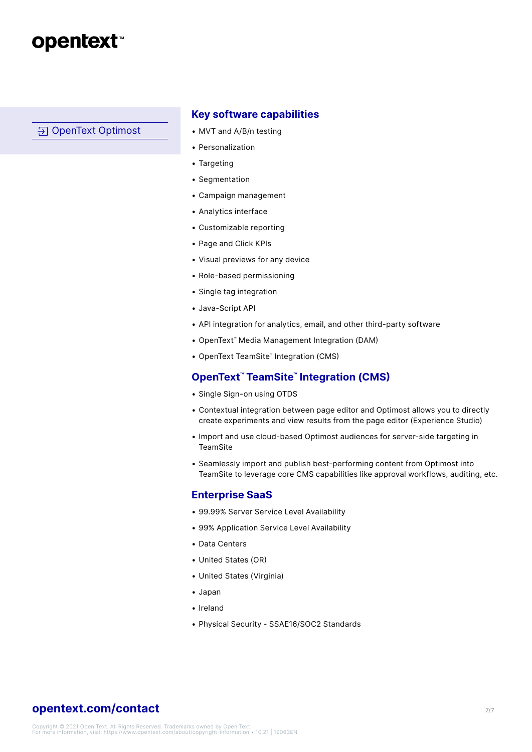opentext™

OpenText Optimost

## Key software capabilities

- MVT and A/B/n testing
- Personalization
- Targeting
- Segmentation
- Campaign management
- Analytics interface
- Customizable reporting
- Page and Click KPIs
- Visual previews for any device
- Role-based permissioning
- Single tag integration
- Java-Script API
- API integration for analytics, email, and other third-party software
- OpenText™ Media Management Integration (DAM)
- OpenText TeamSite™ Integration (CMS)

## OpenText™ TeamSite™ Integration (CMS)

- Single Sign-on using OTDS
- Contextual integration between page editor and Optimost allows you to directly create experiments and view results from the page editor (Experience Studio)
- Import and use cloud-based Optimost audiences for server-side targeting in TeamSite
- Seamlessly import and publish best-performing content from Optimost into TeamSite to leverage core CMS capabilities like approval workflows, auditing, etc.

## Enterprise SaaS

- 99.99% Server Service Level Availability
- 99% Application Service Level Availability
- Data Centers
- United States (OR)
- United States (Virginia)
- Japan
- Ireland
- Physical Security - SSAE16/SOC2 Standards

**opentext.com/contact**

Copyright © 2021 Open Text. All Rights Reserved. Trademarks owned by Open Text.
For more information, visit: https://www.opentext.com/about/copyright-information • 10.21 | 19063EN